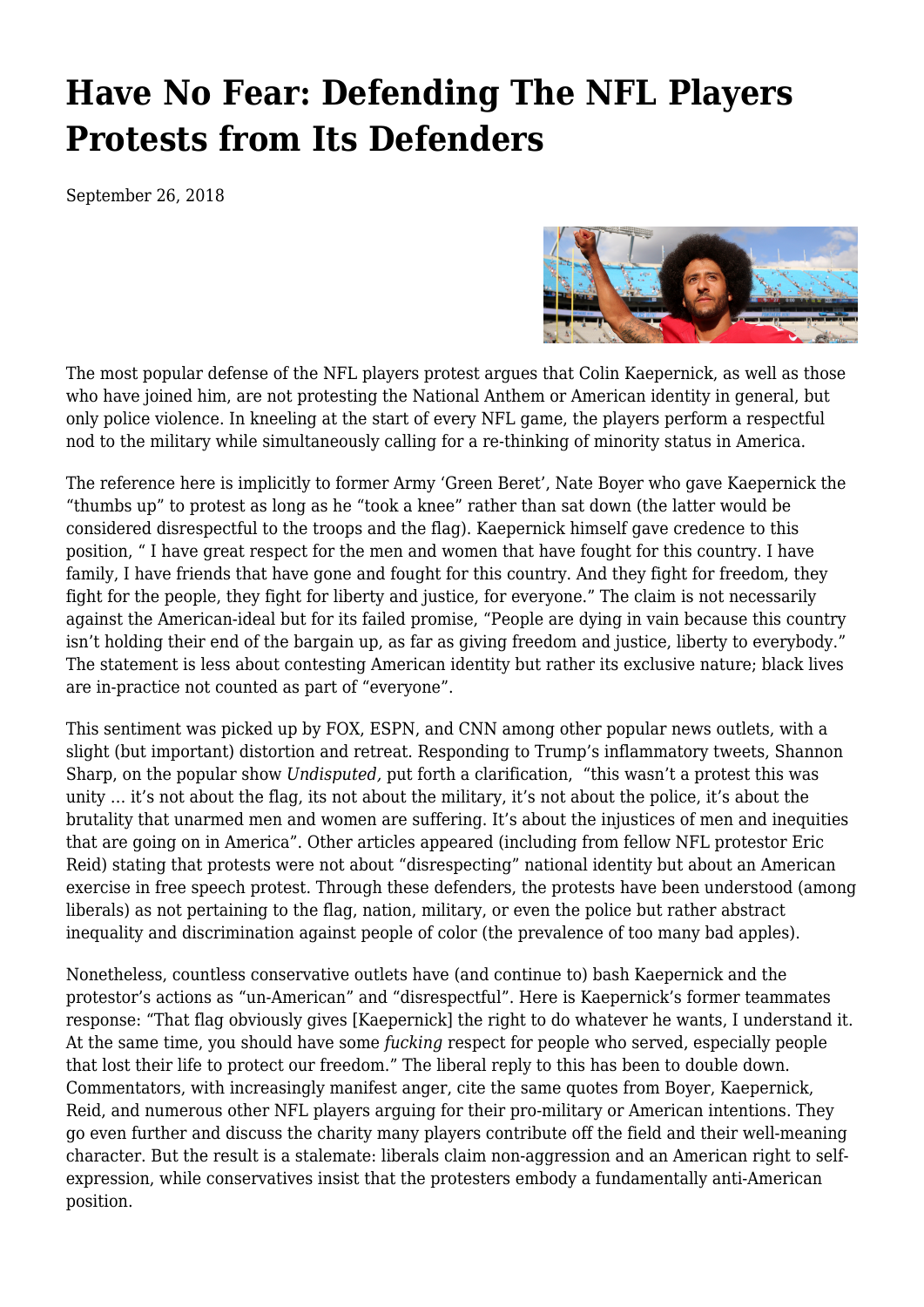# Have No Fear: Defending The NFL Players Protests from Its Defenders

September 26, 2018

The most popular defense of the NFL players protest argues that Colin Kaepernick, as well as those who have joined him, are not protesting the National Anthem or American identity in general, but only police violence. In kneeling at the start of every NFL game, the players perform a respectful nod to the military while simultaneously calling for a re-thinking of minority status in America.

The reference here is implicitly to former Army 'Green Beret', Nate Boyer who gave Kaepernick the "thumbs up" to protest as long as he "took a knee" rather than sat down (the latter would be considered disrespectful to the troops and the flag). Kaepernick himself gave credence to this position, " I have great respect for the men and women that have fought for this country. I have family, I have friends that have gone and fought for this country. And they fight for freedom, they fight for the people, they fight for liberty and justice, for everyone." The claim is not necessarily against the American-ideal but for its failed promise, "People are dying in vain because this country isn't holding their end of the bargain up, as far as giving freedom and justice, liberty to everybody." The statement is less about contesting American identity but rather its exclusive nature; black lives are in-practice not counted as part of "everyone".

This sentiment was picked up by FOX, ESPN, and CNN among other popular news outlets, with a slight (but important) distortion and retreat. Responding to Trump's inflammatory tweets, Shannon Sharp, on the popular show *Undisputed,* put forth a clarification, "this wasn't a protest this was unity … it's not about the flag, its not about the military, it's not about the police, it's about the brutality that unarmed men and women are suffering. It's about the injustices of men and inequities that are going on in America". Other articles appeared (including from fellow NFL protestor Eric Reid) stating that protests were not about "disrespecting" national identity but about an American exercise in free speech protest. Through these defenders, the protests have been understood (among liberals) as not pertaining to the flag, nation, military, or even the police but rather abstract inequality and discrimination against people of color (the prevalence of too many bad apples).

Nonetheless, countless conservative outlets have (and continue to) bash Kaepernick and the protestor's actions as "un-American" and "disrespectful". Here is Kaepernick's former teammates response: "That flag obviously gives [Kaepernick] the right to do whatever he wants, I understand it. At the same time, you should have some *fucking* respect for people who served, especially people that lost their life to protect our freedom." The liberal reply to this has been to double down. Commentators, with increasingly manifest anger, cite the same quotes from Boyer, Kaepernick, Reid, and numerous other NFL players arguing for their pro-military or American intentions. They go even further and discuss the charity many players contribute off the field and their well-meaning character. But the result is a stalemate: liberals claim non-aggression and an American right to self-expression, while conservatives insist that the protesters embody a fundamentally anti-American position.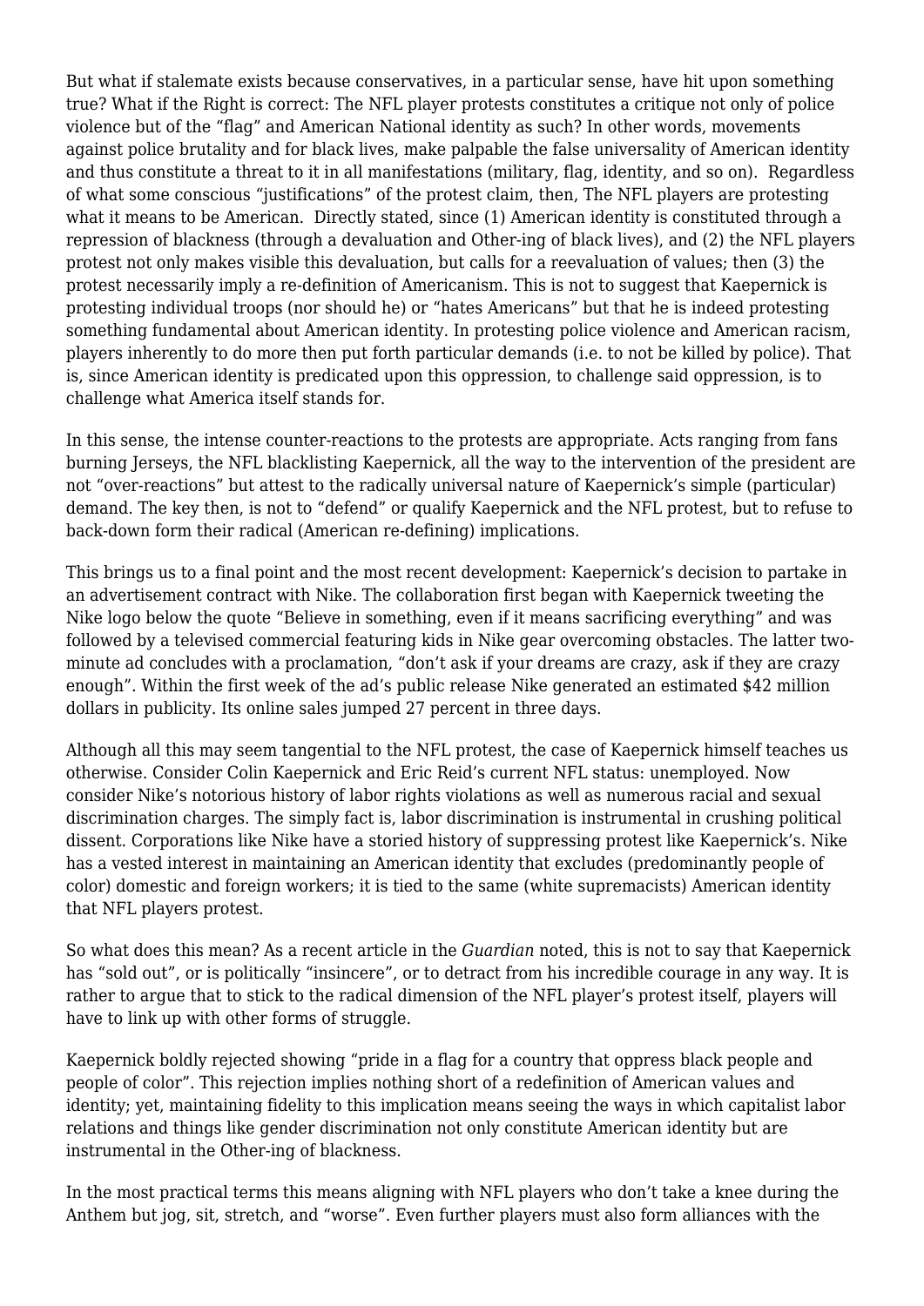But what if stalemate exists because conservatives, in a particular sense, have hit upon something true? What if the Right is correct: The NFL player protests constitutes a critique not only of police violence but of the "flag" and American National identity as such? In other words, movements against police brutality and for black lives, make palpable the false universality of American identity and thus constitute a threat to it in all manifestations (military, flag, identity, and so on). Regardless of what some conscious "justifications" of the protest claim, then, The NFL players are protesting what it means to be American. Directly stated, since (1) American identity is constituted through a repression of blackness (through a devaluation and Other-ing of black lives), and (2) the NFL players protest not only makes visible this devaluation, but calls for a reevaluation of values; then (3) the protest necessarily imply a re-definition of Americanism. This is not to suggest that Kaepernick is protesting individual troops (nor should he) or "hates Americans" but that he is indeed protesting something fundamental about American identity. In protesting police violence and American racism, players inherently to do more then put forth particular demands (i.e. to not be killed by police). That is, since American identity is predicated upon this oppression, to challenge said oppression, is to challenge what America itself stands for.

In this sense, the intense counter-reactions to the protests are appropriate. Acts ranging from fans burning Jerseys, the NFL blacklisting Kaepernick, all the way to the intervention of the president are not "over-reactions" but attest to the radically universal nature of Kaepernick's simple (particular) demand. The key then, is not to "defend" or qualify Kaepernick and the NFL protest, but to refuse to back-down form their radical (American re-defining) implications.

This brings us to a final point and the most recent development: Kaepernick's decision to partake in an advertisement contract with Nike. The collaboration first began with Kaepernick tweeting the Nike logo below the quote "Believe in something, even if it means sacrificing everything" and was followed by a televised commercial featuring kids in Nike gear overcoming obstacles. The latter two-minute ad concludes with a proclamation, "don't ask if your dreams are crazy, ask if they are crazy enough". Within the first week of the ad's public release Nike generated an estimated $42 million dollars in publicity. Its online sales jumped 27 percent in three days.

Although all this may seem tangential to the NFL protest, the case of Kaepernick himself teaches us otherwise. Consider Colin Kaepernick and Eric Reid's current NFL status: unemployed. Now consider Nike's notorious history of labor rights violations as well as numerous racial and sexual discrimination charges. The simply fact is, labor discrimination is instrumental in crushing political dissent. Corporations like Nike have a storied history of suppressing protest like Kaepernick's. Nike has a vested interest in maintaining an American identity that excludes (predominantly people of color) domestic and foreign workers; it is tied to the same (white supremacists) American identity that NFL players protest.

So what does this mean? As a recent article in the *Guardian* noted, this is not to say that Kaepernick has "sold out", or is politically "insincere", or to detract from his incredible courage in any way. It is rather to argue that to stick to the radical dimension of the NFL player's protest itself, players will have to link up with other forms of struggle.

Kaepernick boldly rejected showing "pride in a flag for a country that oppress black people and people of color". This rejection implies nothing short of a redefinition of American values and identity; yet, maintaining fidelity to this implication means seeing the ways in which capitalist labor relations and things like gender discrimination not only constitute American identity but are instrumental in the Other-ing of blackness.

In the most practical terms this means aligning with NFL players who don't take a knee during the Anthem but jog, sit, stretch, and "worse". Even further players must also form alliances with the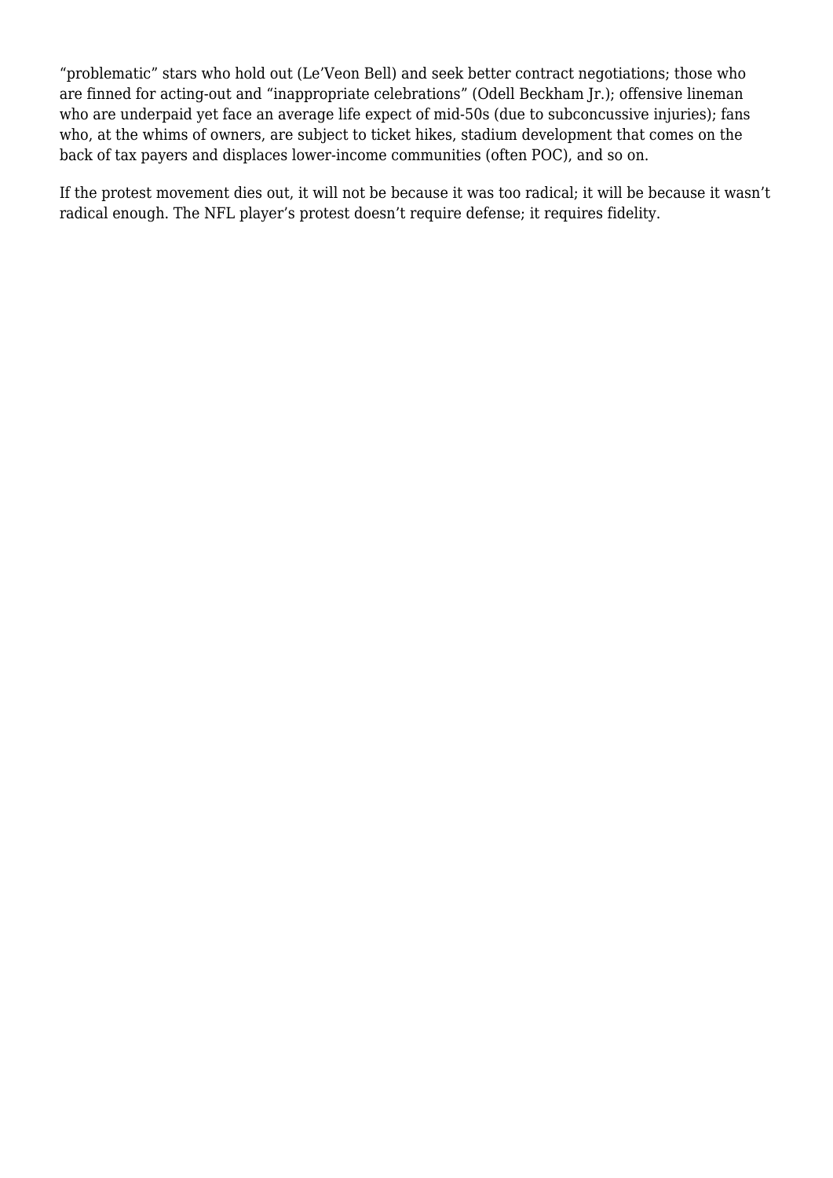“problematic” stars who hold out (Le’Veon Bell) and seek better contract negotiations; those who are finned for acting-out and “inappropriate celebrations” (Odell Beckham Jr.); offensive lineman who are underpaid yet face an average life expect of mid-50s (due to subconcussive injuries); fans who, at the whims of owners, are subject to ticket hikes, stadium development that comes on the back of tax payers and displaces lower-income communities (often POC), and so on.

If the protest movement dies out, it will not be because it was too radical; it will be because it wasn’t radical enough. The NFL player’s protest doesn’t require defense; it requires fidelity.